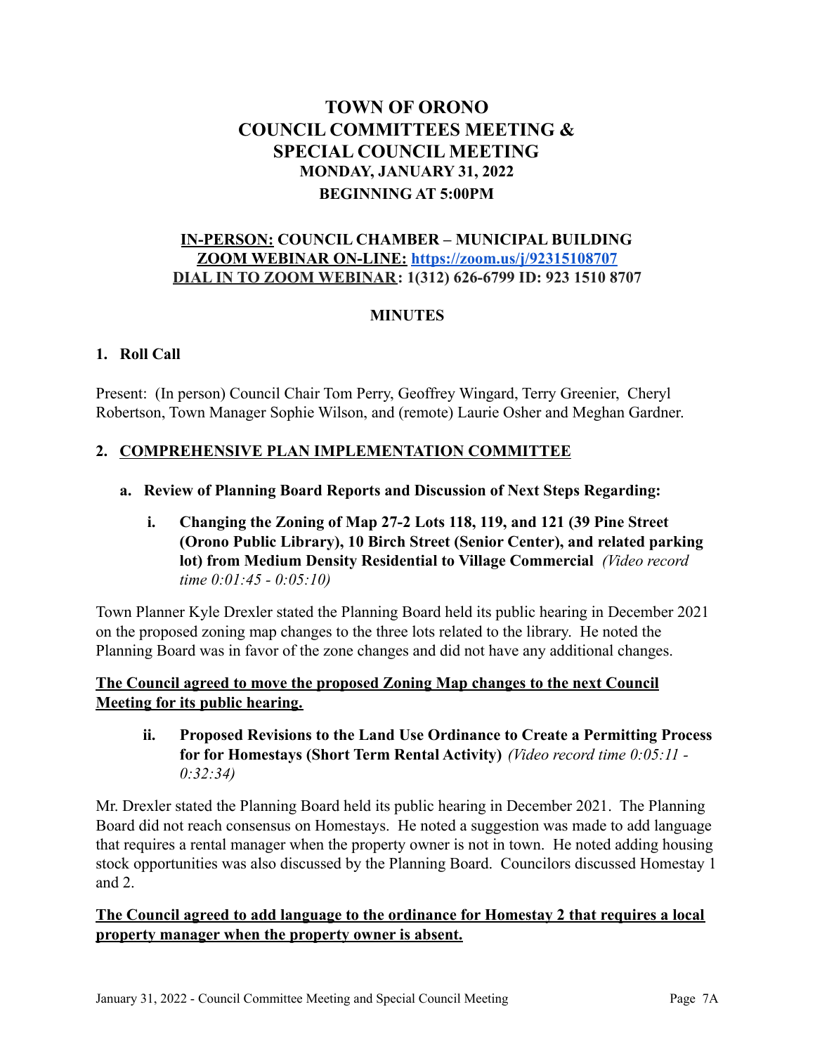# TOWN OF ORONO
# COUNCIL COMMITTEES MEETING &
# SPECIAL COUNCIL MEETING
## MONDAY, JANUARY 31, 2022
## BEGINNING AT 5:00PM

**<u>IN-PERSON:</u> COUNCIL CHAMBER – MUNICIPAL BUILDING**
**<u>ZOOM WEBINAR ON-LINE:</u> [https://zoom.us/j/92315108707](https://zoom.us/j/92315108707)**
**<u>DIAL IN TO ZOOM WEBINAR</u>: 1(312) 626-6799 ID: 923 1510 8707**

**MINUTES**

**1. Roll Call**

Present: (In person) Council Chair Tom Perry, Geoffrey Wingard, Terry Greenier, Cheryl Robertson, Town Manager Sophie Wilson, and (remote) Laurie Osher and Meghan Gardner.

**2. <u>COMPREHENSIVE PLAN IMPLEMENTATION COMMITTEE</u>**

**a. Review of Planning Board Reports and Discussion of Next Steps Regarding:**

**i. Changing the Zoning of Map 27-2 Lots 118, 119, and 121 (39 Pine Street (Orono Public Library), 10 Birch Street (Senior Center), and related parking lot) from Medium Density Residential to Village Commercial** *(Video record time 0:01:45 - 0:05:10)*

Town Planner Kyle Drexler stated the Planning Board held its public hearing in December 2021 on the proposed zoning map changes to the three lots related to the library. He noted the Planning Board was in favor of the zone changes and did not have any additional changes.

**<u>The Council agreed to move the proposed Zoning Map changes to the next Council Meeting for its public hearing.</u>**

**ii. Proposed Revisions to the Land Use Ordinance to Create a Permitting Process for for Homestays (Short Term Rental Activity)** *(Video record time 0:05:11 - 0:32:34)*

Mr. Drexler stated the Planning Board held its public hearing in December 2021. The Planning Board did not reach consensus on Homestays. He noted a suggestion was made to add language that requires a rental manager when the property owner is not in town. He noted adding housing stock opportunities was also discussed by the Planning Board. Councilors discussed Homestay 1 and 2.

**<u>The Council agreed to add language to the ordinance for Homestay 2 that requires a local property manager when the property owner is absent.</u>**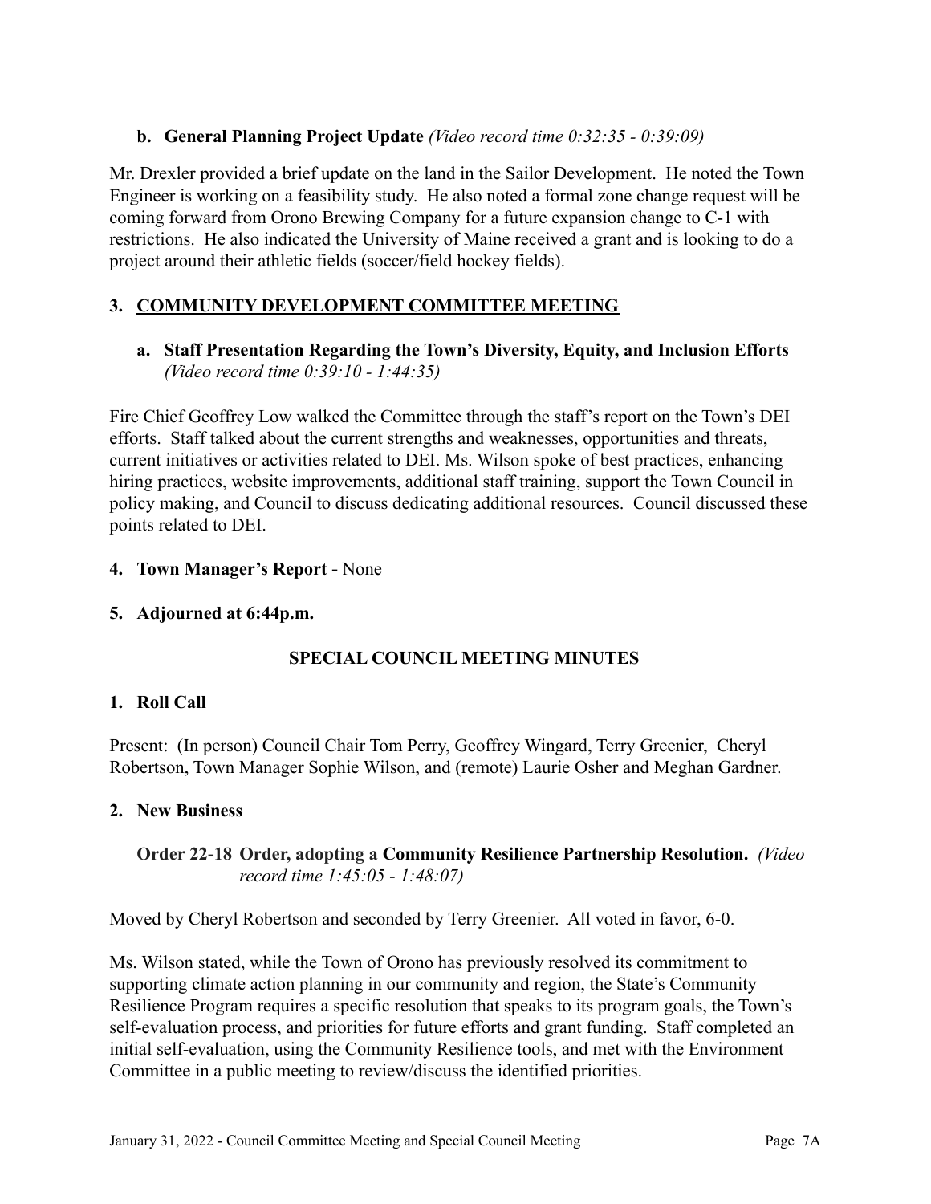**b. General Planning Project Update** *(Video record time 0:32:35 - 0:39:09)*

Mr. Drexler provided a brief update on the land in the Sailor Development. He noted the Town Engineer is working on a feasibility study. He also noted a formal zone change request will be coming forward from Orono Brewing Company for a future expansion change to C-1 with restrictions. He also indicated the University of Maine received a grant and is looking to do a project around their athletic fields (soccer/field hockey fields).

## 3. COMMUNITY DEVELOPMENT COMMITTEE MEETING

**a. Staff Presentation Regarding the Town's Diversity, Equity, and Inclusion Efforts** *(Video record time 0:39:10 - 1:44:35)*

Fire Chief Geoffrey Low walked the Committee through the staff's report on the Town's DEI efforts. Staff talked about the current strengths and weaknesses, opportunities and threats, current initiatives or activities related to DEI. Ms. Wilson spoke of best practices, enhancing hiring practices, website improvements, additional staff training, support the Town Council in policy making, and Council to discuss dedicating additional resources. Council discussed these points related to DEI.

**4. Town Manager's Report -** None

**5. Adjourned at 6:44p.m.**

## SPECIAL COUNCIL MEETING MINUTES

**1. Roll Call**

Present: (In person) Council Chair Tom Perry, Geoffrey Wingard, Terry Greenier, Cheryl Robertson, Town Manager Sophie Wilson, and (remote) Laurie Osher and Meghan Gardner.

**2. New Business**

**Order 22-18 Order, adopting a Community Resilience Partnership Resolution.** *(Video record time 1:45:05 - 1:48:07)*

Moved by Cheryl Robertson and seconded by Terry Greenier. All voted in favor, 6-0.

Ms. Wilson stated, while the Town of Orono has previously resolved its commitment to supporting climate action planning in our community and region, the State's Community Resilience Program requires a specific resolution that speaks to its program goals, the Town's self-evaluation process, and priorities for future efforts and grant funding. Staff completed an initial self-evaluation, using the Community Resilience tools, and met with the Environment Committee in a public meeting to review/discuss the identified priorities.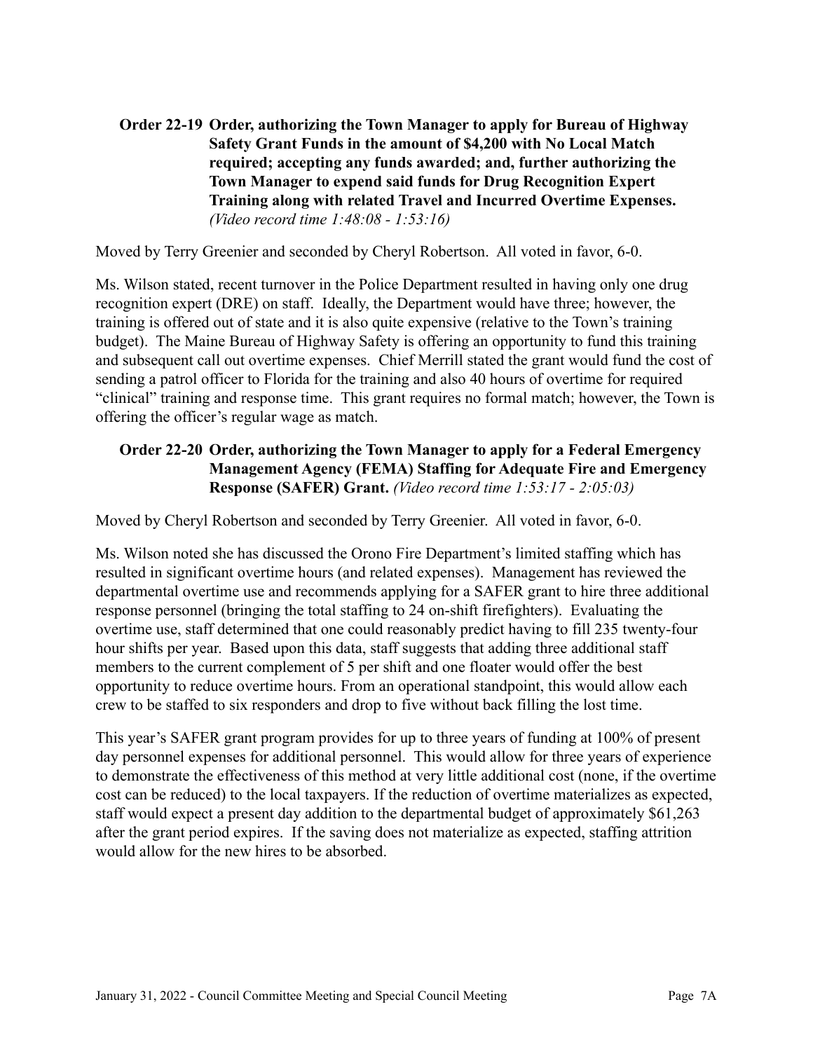**Order 22-19 Order, authorizing the Town Manager to apply for Bureau of Highway Safety Grant Funds in the amount of $4,200 with No Local Match required; accepting any funds awarded; and, further authorizing the Town Manager to expend said funds for Drug Recognition Expert Training along with related Travel and Incurred Overtime Expenses.** *(Video record time 1:48:08 - 1:53:16)*

Moved by Terry Greenier and seconded by Cheryl Robertson. All voted in favor, 6-0.

Ms. Wilson stated, recent turnover in the Police Department resulted in having only one drug recognition expert (DRE) on staff. Ideally, the Department would have three; however, the training is offered out of state and it is also quite expensive (relative to the Town's training budget). The Maine Bureau of Highway Safety is offering an opportunity to fund this training and subsequent call out overtime expenses. Chief Merrill stated the grant would fund the cost of sending a patrol officer to Florida for the training and also 40 hours of overtime for required "clinical" training and response time. This grant requires no formal match; however, the Town is offering the officer's regular wage as match.

**Order 22-20 Order, authorizing the Town Manager to apply for a Federal Emergency Management Agency (FEMA) Staffing for Adequate Fire and Emergency Response (SAFER) Grant.** *(Video record time 1:53:17 - 2:05:03)*

Moved by Cheryl Robertson and seconded by Terry Greenier. All voted in favor, 6-0.

Ms. Wilson noted she has discussed the Orono Fire Department's limited staffing which has resulted in significant overtime hours (and related expenses). Management has reviewed the departmental overtime use and recommends applying for a SAFER grant to hire three additional response personnel (bringing the total staffing to 24 on-shift firefighters). Evaluating the overtime use, staff determined that one could reasonably predict having to fill 235 twenty-four hour shifts per year. Based upon this data, staff suggests that adding three additional staff members to the current complement of 5 per shift and one floater would offer the best opportunity to reduce overtime hours. From an operational standpoint, this would allow each crew to be staffed to six responders and drop to five without back filling the lost time.

This year's SAFER grant program provides for up to three years of funding at 100% of present day personnel expenses for additional personnel. This would allow for three years of experience to demonstrate the effectiveness of this method at very little additional cost (none, if the overtime cost can be reduced) to the local taxpayers. If the reduction of overtime materializes as expected, staff would expect a present day addition to the departmental budget of approximately $61,263 after the grant period expires. If the saving does not materialize as expected, staffing attrition would allow for the new hires to be absorbed.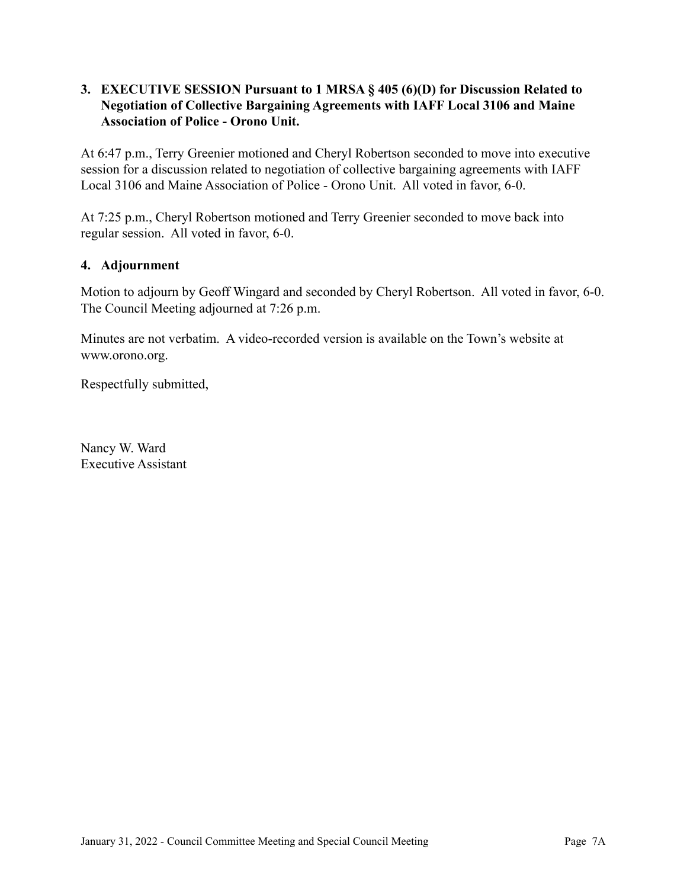**3. EXECUTIVE SESSION Pursuant to 1 MRSA § 405 (6)(D) for Discussion Related to Negotiation of Collective Bargaining Agreements with IAFF Local 3106 and Maine Association of Police - Orono Unit.**

At 6:47 p.m., Terry Greenier motioned and Cheryl Robertson seconded to move into executive session for a discussion related to negotiation of collective bargaining agreements with IAFF Local 3106 and Maine Association of Police - Orono Unit. All voted in favor, 6-0.

At 7:25 p.m., Cheryl Robertson motioned and Terry Greenier seconded to move back into regular session. All voted in favor, 6-0.

**4. Adjournment**

Motion to adjourn by Geoff Wingard and seconded by Cheryl Robertson. All voted in favor, 6-0. The Council Meeting adjourned at 7:26 p.m.

Minutes are not verbatim. A video-recorded version is available on the Town's website at www.orono.org.

Respectfully submitted,

Nancy W. Ward
Executive Assistant